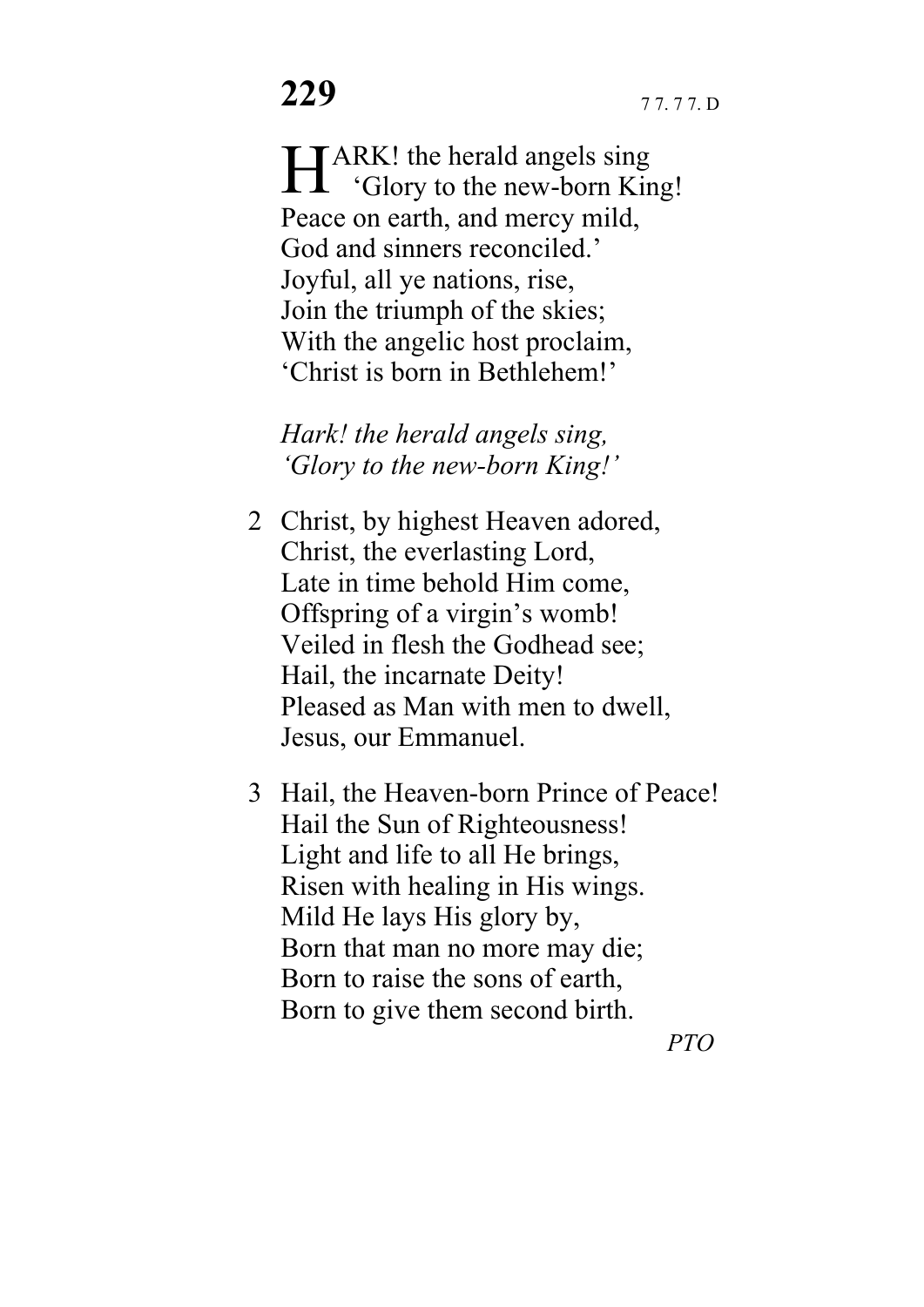# 229

7 7. 7 7. D

HARK! the herald angels sing
 'Glory to the new-born King!
Peace on earth, and mercy mild,
God and sinners reconciled.'
Joyful, all ye nations, rise,
Join the triumph of the skies;
With the angelic host proclaim,
'Christ is born in Bethlehem!'

*Hark! the herald angels sing,*
*'Glory to the new-born King!'*

2 Christ, by highest Heaven adored,
Christ, the everlasting Lord,
Late in time behold Him come,
Offspring of a virgin's womb!
Veiled in flesh the Godhead see;
Hail, the incarnate Deity!
Pleased as Man with men to dwell,
Jesus, our Emmanuel.

3 Hail, the Heaven-born Prince of Peace!
Hail the Sun of Righteousness!
Light and life to all He brings,
Risen with healing in His wings.
Mild He lays His glory by,
Born that man no more may die;
Born to raise the sons of earth,
Born to give them second birth.

*PTO*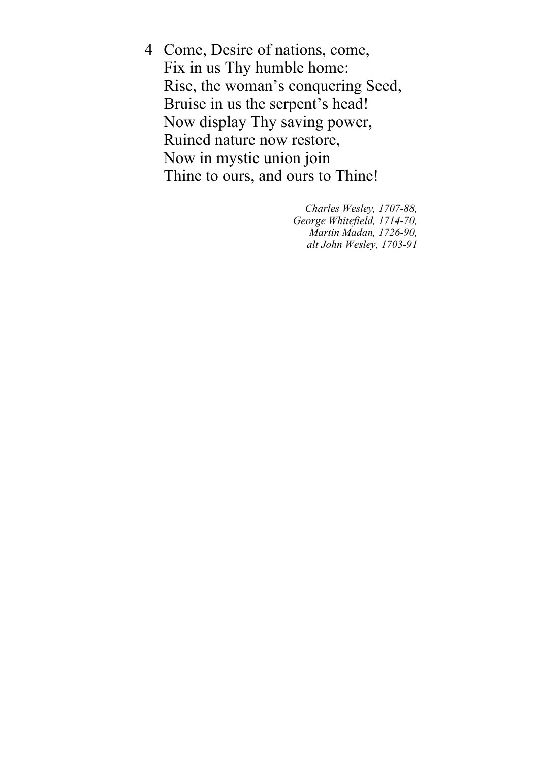4 Come, Desire of nations, come,  
Fix in us Thy humble home:  
Rise, the woman's conquering Seed,  
Bruise in us the serpent's head!  
Now display Thy saving power,  
Ruined nature now restore,  
Now in mystic union join  
Thine to ours, and ours to Thine!

*Charles Wesley, 1707-88,*  
*George Whitefield, 1714-70,*  
*Martin Madan, 1726-90,*  
*alt John Wesley, 1703-91*